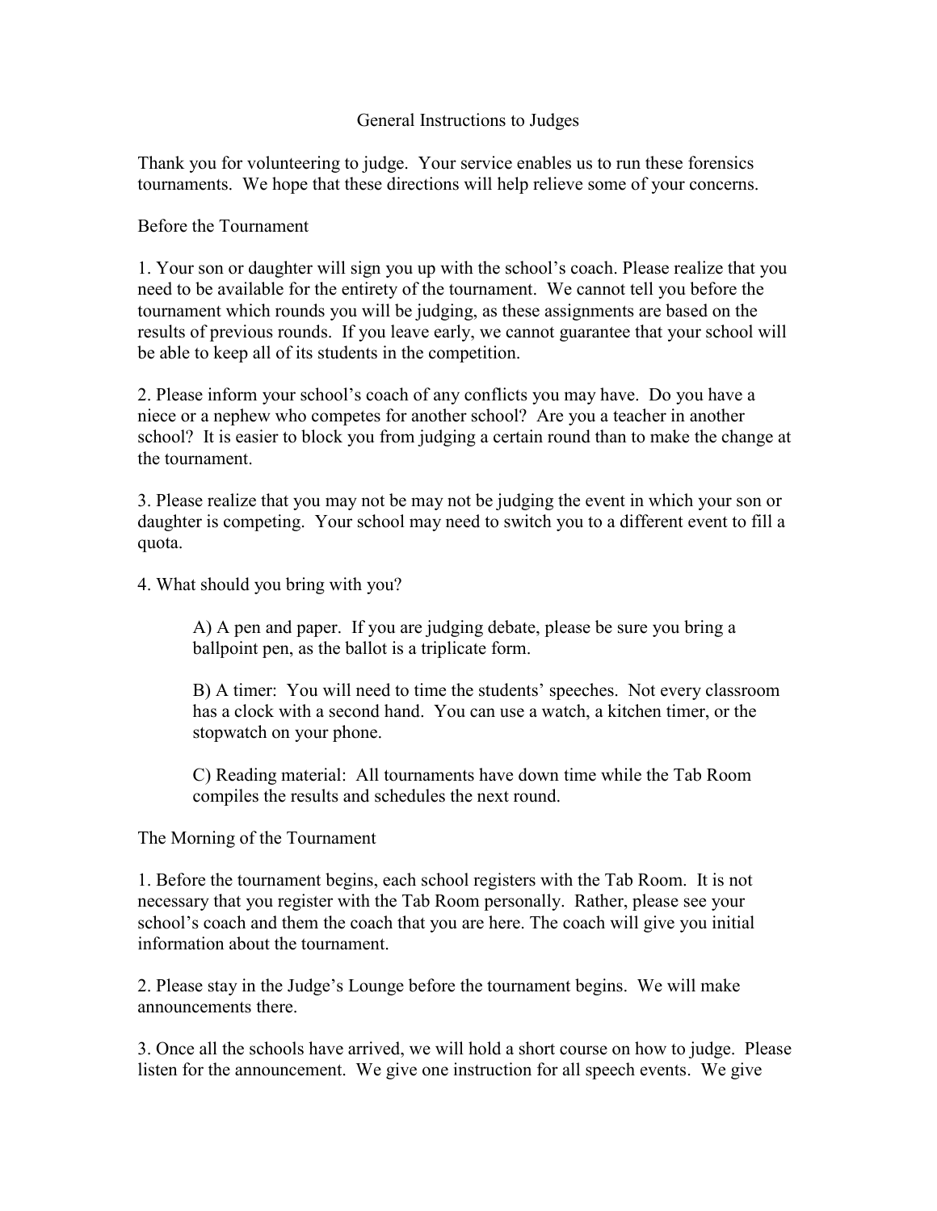# General Instructions to Judges

Thank you for volunteering to judge. Your service enables us to run these forensics tournaments. We hope that these directions will help relieve some of your concerns.

## Before the Tournament

1. Your son or daughter will sign you up with the school's coach. Please realize that you need to be available for the entirety of the tournament. We cannot tell you before the tournament which rounds you will be judging, as these assignments are based on the results of previous rounds. If you leave early, we cannot guarantee that your school will be able to keep all of its students in the competition.

2. Please inform your school's coach of any conflicts you may have. Do you have a niece or a nephew who competes for another school? Are you a teacher in another school? It is easier to block you from judging a certain round than to make the change at the tournament.

3. Please realize that you may not be may not be judging the event in which your son or daughter is competing. Your school may need to switch you to a different event to fill a quota.

4. What should you bring with you?

   A) A pen and paper. If you are judging debate, please be sure you bring a ballpoint pen, as the ballot is a triplicate form.

   B) A timer: You will need to time the students' speeches. Not every classroom has a clock with a second hand. You can use a watch, a kitchen timer, or the stopwatch on your phone.

   C) Reading material: All tournaments have down time while the Tab Room compiles the results and schedules the next round.

## The Morning of the Tournament

1. Before the tournament begins, each school registers with the Tab Room. It is not necessary that you register with the Tab Room personally. Rather, please see your school's coach and them the coach that you are here. The coach will give you initial information about the tournament.

2. Please stay in the Judge's Lounge before the tournament begins. We will make announcements there.

3. Once all the schools have arrived, we will hold a short course on how to judge. Please listen for the announcement. We give one instruction for all speech events. We give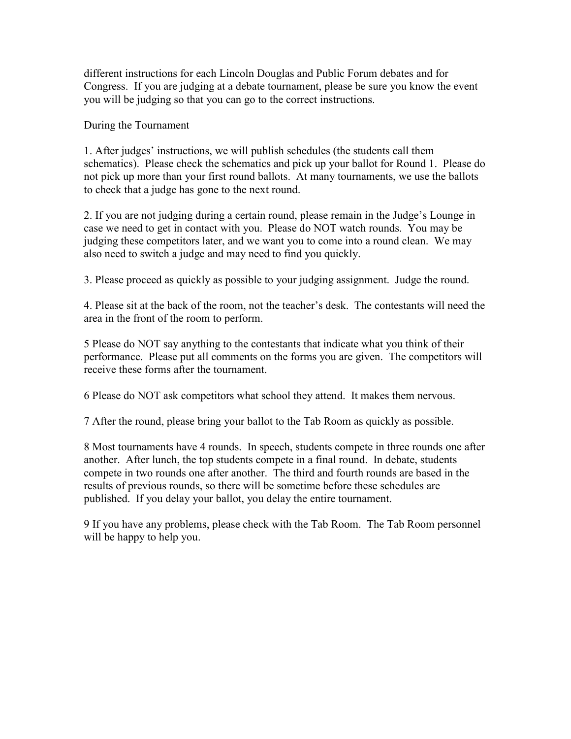different instructions for each Lincoln Douglas and Public Forum debates and for Congress. If you are judging at a debate tournament, please be sure you know the event you will be judging so that you can go to the correct instructions.

During the Tournament

1. After judges' instructions, we will publish schedules (the students call them schematics). Please check the schematics and pick up your ballot for Round 1. Please do not pick up more than your first round ballots. At many tournaments, we use the ballots to check that a judge has gone to the next round.

2. If you are not judging during a certain round, please remain in the Judge's Lounge in case we need to get in contact with you. Please do NOT watch rounds. You may be judging these competitors later, and we want you to come into a round clean. We may also need to switch a judge and may need to find you quickly.

3. Please proceed as quickly as possible to your judging assignment. Judge the round.

4. Please sit at the back of the room, not the teacher's desk. The contestants will need the area in the front of the room to perform.

5 Please do NOT say anything to the contestants that indicate what you think of their performance. Please put all comments on the forms you are given. The competitors will receive these forms after the tournament.

6 Please do NOT ask competitors what school they attend. It makes them nervous.

7 After the round, please bring your ballot to the Tab Room as quickly as possible.

8 Most tournaments have 4 rounds. In speech, students compete in three rounds one after another. After lunch, the top students compete in a final round. In debate, students compete in two rounds one after another. The third and fourth rounds are based in the results of previous rounds, so there will be sometime before these schedules are published. If you delay your ballot, you delay the entire tournament.

9 If you have any problems, please check with the Tab Room. The Tab Room personnel will be happy to help you.